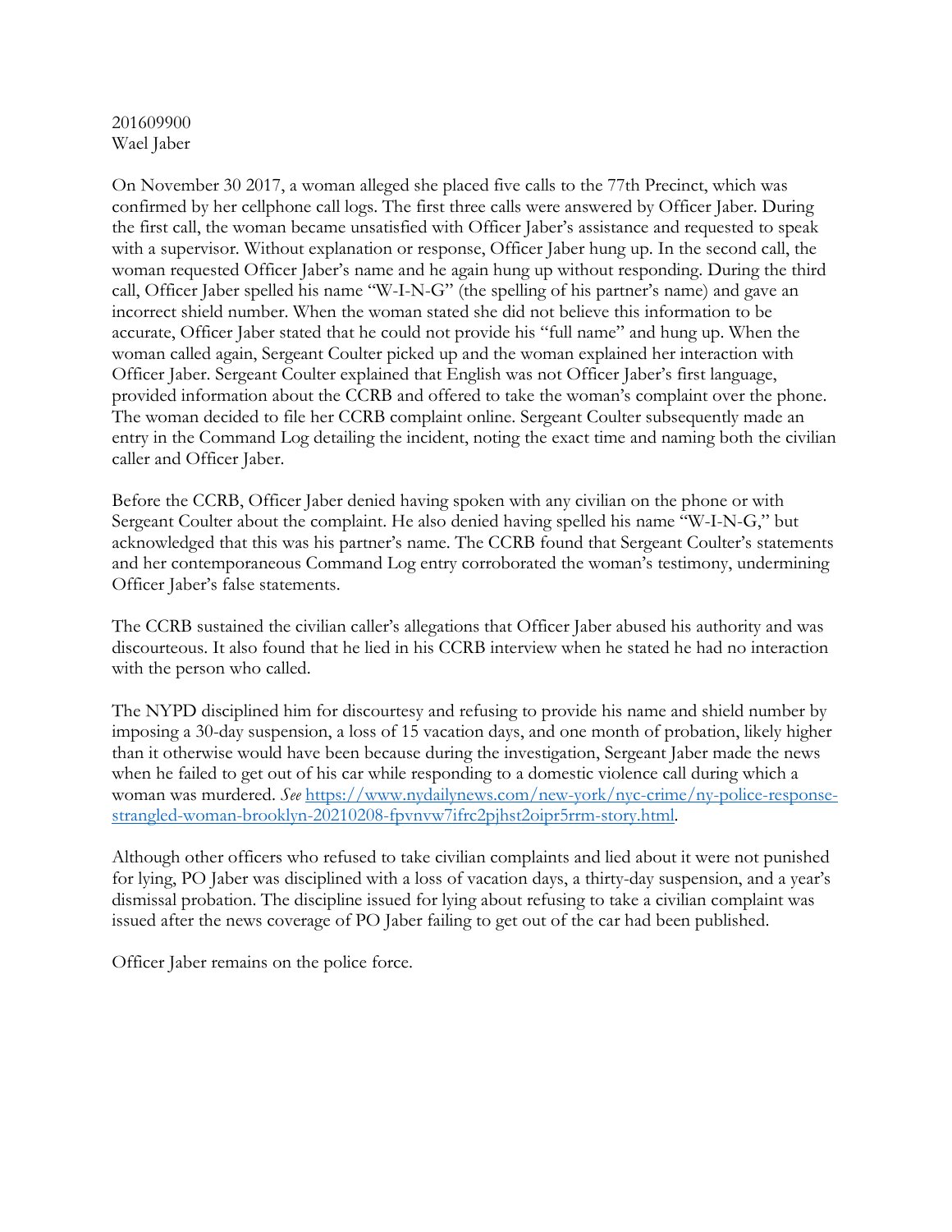201609900
Wael Jaber

On November 30 2017, a woman alleged she placed five calls to the 77th Precinct, which was confirmed by her cellphone call logs. The first three calls were answered by Officer Jaber. During the first call, the woman became unsatisfied with Officer Jaber's assistance and requested to speak with a supervisor. Without explanation or response, Officer Jaber hung up. In the second call, the woman requested Officer Jaber's name and he again hung up without responding. During the third call, Officer Jaber spelled his name "W-I-N-G" (the spelling of his partner's name) and gave an incorrect shield number. When the woman stated she did not believe this information to be accurate, Officer Jaber stated that he could not provide his "full name" and hung up. When the woman called again, Sergeant Coulter picked up and the woman explained her interaction with Officer Jaber. Sergeant Coulter explained that English was not Officer Jaber's first language, provided information about the CCRB and offered to take the woman's complaint over the phone. The woman decided to file her CCRB complaint online. Sergeant Coulter subsequently made an entry in the Command Log detailing the incident, noting the exact time and naming both the civilian caller and Officer Jaber.

Before the CCRB, Officer Jaber denied having spoken with any civilian on the phone or with Sergeant Coulter about the complaint. He also denied having spelled his name "W-I-N-G," but acknowledged that this was his partner's name. The CCRB found that Sergeant Coulter's statements and her contemporaneous Command Log entry corroborated the woman's testimony, undermining Officer Jaber's false statements.

The CCRB sustained the civilian caller's allegations that Officer Jaber abused his authority and was discourteous. It also found that he lied in his CCRB interview when he stated he had no interaction with the person who called.

The NYPD disciplined him for discourtesy and refusing to provide his name and shield number by imposing a 30-day suspension, a loss of 15 vacation days, and one month of probation, likely higher than it otherwise would have been because during the investigation, Sergeant Jaber made the news when he failed to get out of his car while responding to a domestic violence call during which a woman was murdered. *See* [https://www.nydailynews.com/new-york/nyc-crime/ny-police-response-strangled-woman-brooklyn-20210208-fpvnvw7ifrc2pjhst2oipr5rrm-story.html](https://www.nydailynews.com/new-york/nyc-crime/ny-police-response-strangled-woman-brooklyn-20210208-fpvnvw7ifrc2pjhst2oipr5rrm-story.html).

Although other officers who refused to take civilian complaints and lied about it were not punished for lying, PO Jaber was disciplined with a loss of vacation days, a thirty-day suspension, and a year's dismissal probation. The discipline issued for lying about refusing to take a civilian complaint was issued after the news coverage of PO Jaber failing to get out of the car had been published.

Officer Jaber remains on the police force.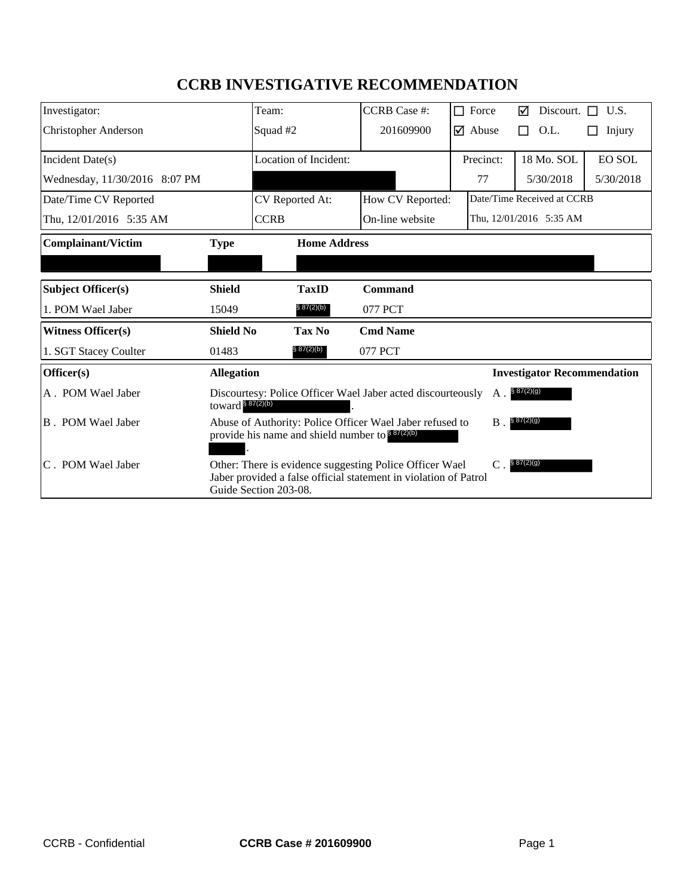# CCRB INVESTIGATIVE RECOMMENDATION

| Investigator: | Team: | CCRB Case #: | ☐ Force | ☑ Discourt. | ☐ U.S. |
|---|---|---|---|---|---|
| Christopher Anderson | Squad #2 | 201609900 | ☑ Abuse | ☐ O.L. | ☐ Injury |

| Incident Date(s) | Location of Incident: | Precinct: | 18 Mo. SOL | EO SOL |
|---|---|---|---|---|
| Wednesday, 11/30/2016 8:07 PM | [REDACTED] | 77 | 5/30/2018 | 5/30/2018 |

| Date/Time CV Reported | CV Reported At: | How CV Reported: | Date/Time Received at CCRB |
|---|---|---|---|
| Thu, 12/01/2016 5:35 AM | CCRB | On-line website | Thu, 12/01/2016 5:35 AM |

| Complainant/Victim | Type | Home Address |
|---|---|---|
| [REDACTED] | [REDACTED] | [REDACTED] |

| Subject Officer(s) | Shield | TaxID | Command |
|---|---|---|---|
| 1. POM Wael Jaber | 15049 | § 87(2)(b) | 077 PCT |

| Witness Officer(s) | Shield No | Tax No | Cmd Name |
|---|---|---|---|
| 1. SGT Stacey Coulter | 01483 | § 87(2)(b) | 077 PCT |

| Officer(s) | Allegation | Investigator Recommendation |
|---|---|---|
| A . POM Wael Jaber | Discourtesy: Police Officer Wael Jaber acted discourteously toward § 87(2)(b). | A . § 87(2)(g) |
| B . POM Wael Jaber | Abuse of Authority: Police Officer Wael Jaber refused to provide his name and shield number to § 87(2)(b). | B . § 87(2)(g) |
| C . POM Wael Jaber | Other: There is evidence suggesting Police Officer Wael Jaber provided a false official statement in violation of Patrol Guide Section 203-08. | C . § 87(2)(g) |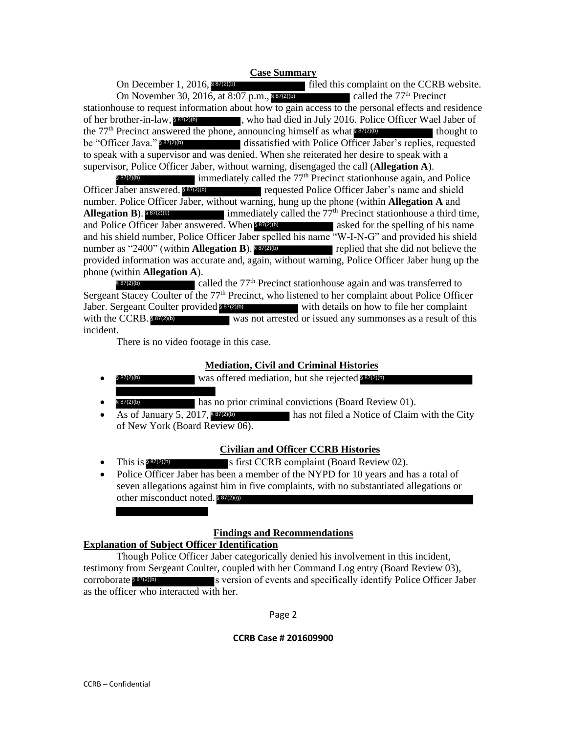## Case Summary

On December 1, 2016, § 87(2)(b) filed this complaint on the CCRB website.

On November 30, 2016, at 8:07 p.m., § 87(2)(b) called the 77th Precinct stationhouse to request information about how to gain access to the personal effects and residence of her brother-in-law, § 87(2)(b), who had died in July 2016. Police Officer Wael Jaber of the 77th Precinct answered the phone, announcing himself as what § 87(2)(b) thought to be "Officer Java." § 87(2)(b) dissatisfied with Police Officer Jaber's replies, requested to speak with a supervisor and was denied. When she reiterated her desire to speak with a supervisor, Police Officer Jaber, without warning, disengaged the call (**Allegation A**).

§ 87(2)(b) immediately called the 77th Precinct stationhouse again, and Police Officer Jaber answered. § 87(2)(b) requested Police Officer Jaber's name and shield number. Police Officer Jaber, without warning, hung up the phone (within **Allegation A** and **Allegation B**). § 87(2)(b) immediately called the 77th Precinct stationhouse a third time, and Police Officer Jaber answered. When § 87(2)(b) asked for the spelling of his name and his shield number, Police Officer Jaber spelled his name "W-I-N-G" and provided his shield number as "2400" (within **Allegation B**). § 87(2)(b) replied that she did not believe the provided information was accurate and, again, without warning, Police Officer Jaber hung up the phone (within **Allegation A**).

§ 87(2)(b) called the 77th Precinct stationhouse again and was transferred to Sergeant Stacey Coulter of the 77th Precinct, who listened to her complaint about Police Officer Jaber. Sergeant Coulter provided § 87(2)(b) with details on how to file her complaint with the CCRB. § 87(2)(b) was not arrested or issued any summonses as a result of this incident.

There is no video footage in this case.

## Mediation, Civil and Criminal Histories

- § 87(2)(b) was offered mediation, but she rejected § 87(2)(b)
- § 87(2)(b) has no prior criminal convictions (Board Review 01).
- As of January 5, 2017, § 87(2)(b) has not filed a Notice of Claim with the City of New York (Board Review 06).

## Civilian and Officer CCRB Histories

- This is § 87(2)(b)s first CCRB complaint (Board Review 02).
- Police Officer Jaber has been a member of the NYPD for 10 years and has a total of seven allegations against him in five complaints, with no substantiated allegations or other misconduct noted. § 87(2)(g)

## Findings and Recommendations

### Explanation of Subject Officer Identification

Though Police Officer Jaber categorically denied his involvement in this incident, testimony from Sergeant Coulter, coupled with her Command Log entry (Board Review 03), corroborate § 87(2)(b)s version of events and specifically identify Police Officer Jaber as the officer who interacted with her.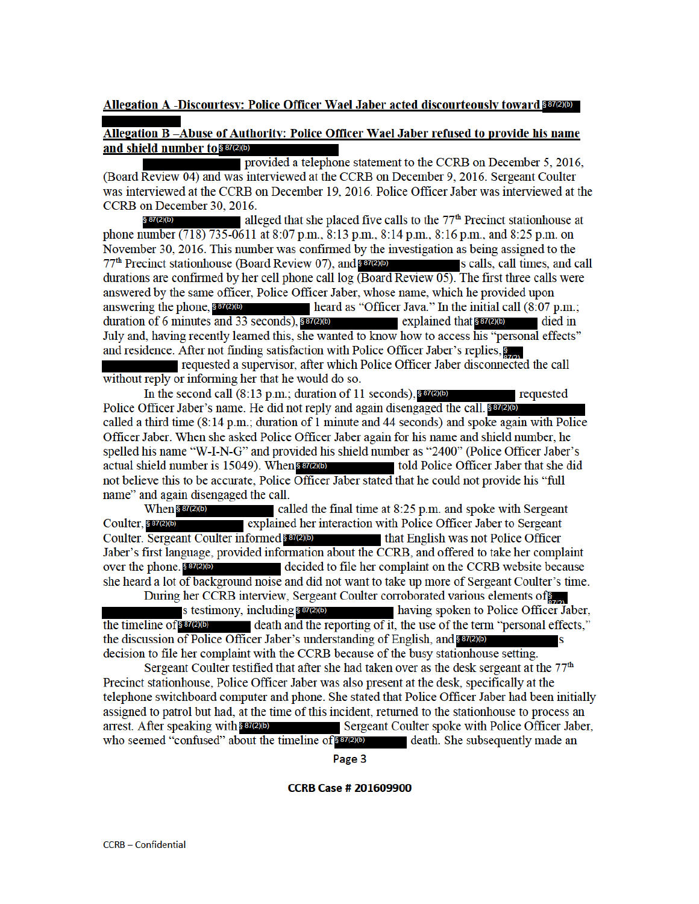**Allegation A -Discourtesy: Police Officer Wael Jaber acted discourteously toward § 87(2)(b)**

**Allegation B –Abuse of Authority: Police Officer Wael Jaber refused to provide his name and shield number to § 87(2)(b)**

§ 87(2)(b) provided a telephone statement to the CCRB on December 5, 2016, (Board Review 04) and was interviewed at the CCRB on December 9, 2016. Sergeant Coulter was interviewed at the CCRB on December 19, 2016. Police Officer Jaber was interviewed at the CCRB on December 30, 2016.

§ 87(2)(b) alleged that she placed five calls to the 77th Precinct stationhouse at phone number (718) 735-0611 at 8:07 p.m., 8:13 p.m., 8:14 p.m., 8:16 p.m., and 8:25 p.m. on November 30, 2016. This number was confirmed by the investigation as being assigned to the 77th Precinct stationhouse (Board Review 07), and § 87(2)(b) s calls, call times, and call durations are confirmed by her cell phone call log (Board Review 05). The first three calls were answered by the same officer, Police Officer Jaber, whose name, which he provided upon answering the phone, § 87(2)(b) heard as "Officer Java." In the initial call (8:07 p.m.; duration of 6 minutes and 33 seconds), § 87(2)(b) explained that § 87(2)(b) died in July and, having recently learned this, she wanted to know how to access his "personal effects" and residence. After not finding satisfaction with Police Officer Jaber's replies, § 87(2)(b) requested a supervisor, after which Police Officer Jaber disconnected the call without reply or informing her that he would do so.

In the second call (8:13 p.m.; duration of 11 seconds), § 87(2)(b) requested Police Officer Jaber's name. He did not reply and again disengaged the call. § 87(2)(b) called a third time (8:14 p.m.; duration of 1 minute and 44 seconds) and spoke again with Police Officer Jaber. When she asked Police Officer Jaber again for his name and shield number, he spelled his name "W-I-N-G" and provided his shield number as "2400" (Police Officer Jaber's actual shield number is 15049). When § 87(2)(b) told Police Officer Jaber that she did not believe this to be accurate, Police Officer Jaber stated that he could not provide his "full name" and again disengaged the call.

When § 87(2)(b) called the final time at 8:25 p.m. and spoke with Sergeant Coulter, § 87(2)(b) explained her interaction with Police Officer Jaber to Sergeant Coulter. Sergeant Coulter informed § 87(2)(b) that English was not Police Officer Jaber's first language, provided information about the CCRB, and offered to take her complaint over the phone. § 87(2)(b) decided to file her complaint on the CCRB website because she heard a lot of background noise and did not want to take up more of Sergeant Coulter's time.

During her CCRB interview, Sergeant Coulter corroborated various elements of § 87(2)(b) s testimony, including § 87(2)(b) having spoken to Police Officer Jaber, the timeline of § 87(2)(b) death and the reporting of it, the use of the term "personal effects," the discussion of Police Officer Jaber's understanding of English, and § 87(2)(b) s decision to file her complaint with the CCRB because of the busy stationhouse setting.

Sergeant Coulter testified that after she had taken over as the desk sergeant at the 77th Precinct stationhouse, Police Officer Jaber was also present at the desk, specifically at the telephone switchboard computer and phone. She stated that Police Officer Jaber had been initially assigned to patrol but had, at the time of this incident, returned to the stationhouse to process an arrest. After speaking with § 87(2)(b) Sergeant Coulter spoke with Police Officer Jaber, who seemed "confused" about the timeline of § 87(2)(b) death. She subsequently made an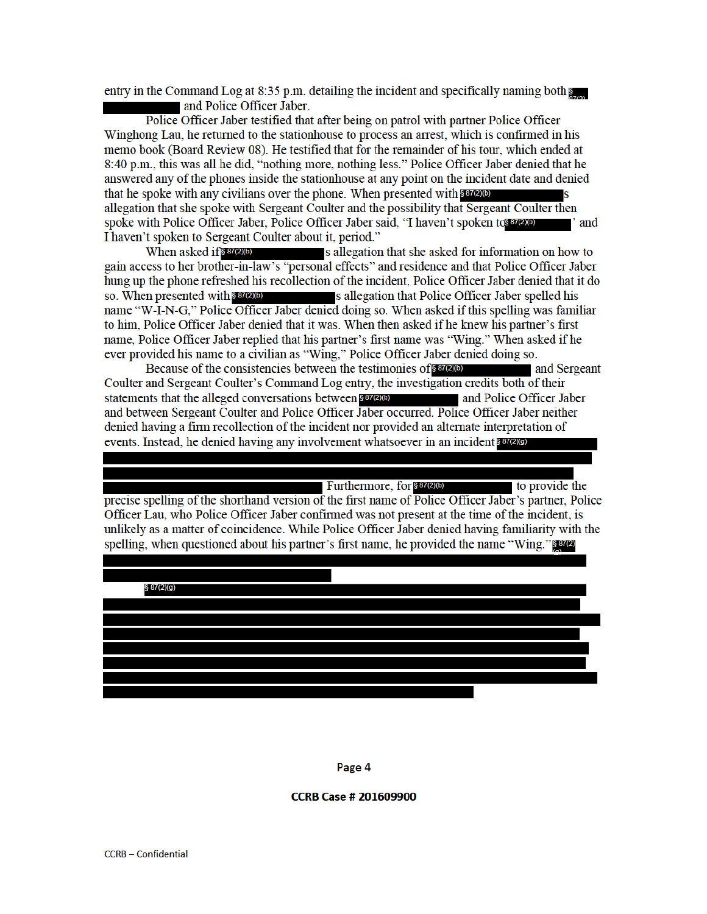entry in the Command Log at 8:35 p.m. detailing the incident and specifically naming both § 87(2) and Police Officer Jaber.

Police Officer Jaber testified that after being on patrol with partner Police Officer Winghong Lau, he returned to the stationhouse to process an arrest, which is confirmed in his memo book (Board Review 08). He testified that for the remainder of his tour, which ended at 8:40 p.m., this was all he did, "nothing more, nothing less." Police Officer Jaber denied that he answered any of the phones inside the stationhouse at any point on the incident date and denied that he spoke with any civilians over the phone. When presented with § 87(2)(b) s allegation that she spoke with Sergeant Coulter and the possibility that Sergeant Coulter then spoke with Police Officer Jaber, Police Officer Jaber said, "I haven't spoken to § 87(2)(b) ' and I haven't spoken to Sergeant Coulter about it, period."

When asked if § 87(2)(b) s allegation that she asked for information on how to gain access to her brother-in-law's "personal effects" and residence and that Police Officer Jaber hung up the phone refreshed his recollection of the incident, Police Officer Jaber denied that it do so. When presented with § 87(2)(b) s allegation that Police Officer Jaber spelled his name "W-I-N-G," Police Officer Jaber denied doing so. When asked if this spelling was familiar to him, Police Officer Jaber denied that it was. When then asked if he knew his partner's first name, Police Officer Jaber replied that his partner's first name was "Wing." When asked if he ever provided his name to a civilian as "Wing," Police Officer Jaber denied doing so.

Because of the consistencies between the testimonies of § 87(2)(b) and Sergeant Coulter and Sergeant Coulter's Command Log entry, the investigation credits both of their statements that the alleged conversations between § 87(2)(b) and Police Officer Jaber and between Sergeant Coulter and Police Officer Jaber occurred. Police Officer Jaber neither denied having a firm recollection of the incident nor provided an alternate interpretation of events. Instead, he denied having any involvement whatsoever in an incident § 87(2)(g) Furthermore, for § 87(2)(b) to provide the precise spelling of the shorthand version of the first name of Police Officer Jaber's partner, Police Officer Lau, who Police Officer Jaber confirmed was not present at the time of the incident, is unlikely as a matter of coincidence. While Police Officer Jaber denied having familiarity with the spelling, when questioned about his partner's first name, he provided the name "Wing." § 87(2)(g)

§ 87(2)(g)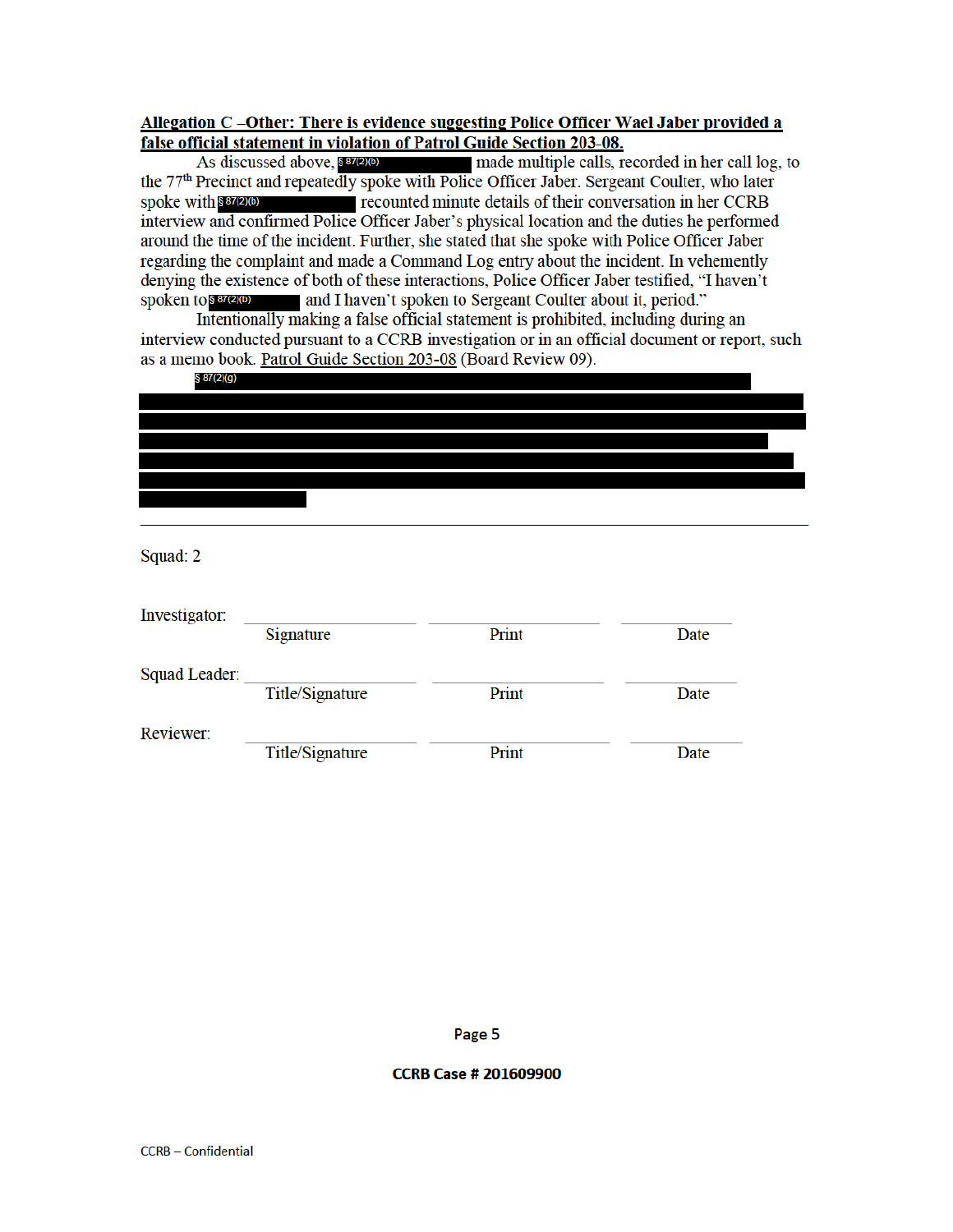**Allegation C –Other: There is evidence suggesting Police Officer Wael Jaber provided a false official statement in violation of Patrol Guide Section 203-08.**

As discussed above, § 87(2)(b) made multiple calls, recorded in her call log, to the 77th Precinct and repeatedly spoke with Police Officer Jaber. Sergeant Coulter, who later spoke with § 87(2)(b) recounted minute details of their conversation in her CCRB interview and confirmed Police Officer Jaber's physical location and the duties he performed around the time of the incident. Further, she stated that she spoke with Police Officer Jaber regarding the complaint and made a Command Log entry about the incident. In vehemently denying the existence of both of these interactions, Police Officer Jaber testified, "I haven't spoken to § 87(2)(b) and I haven't spoken to Sergeant Coulter about it, period."

Intentionally making a false official statement is prohibited, including during an interview conducted pursuant to a CCRB investigation or in an official document or report, such as a memo book. Patrol Guide Section 203-08 (Board Review 09).

§ 87(2)(g)

---

Squad: 2

Investigator: ______________ ______________ ______________
Signature Print Date

Squad Leader: ______________ ______________ ______________
Title/Signature Print Date

Reviewer: ______________ ______________ ______________
Title/Signature Print Date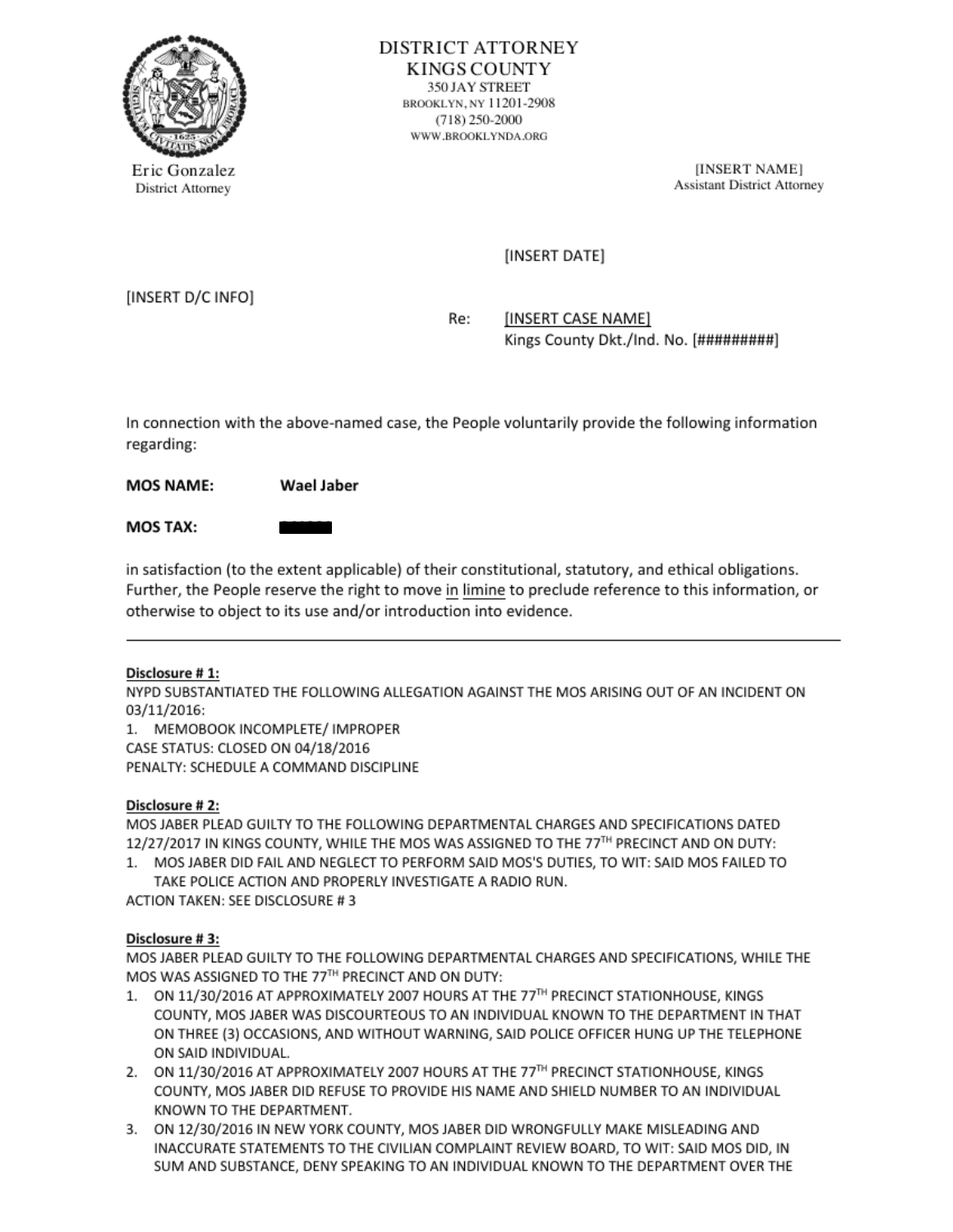DISTRICT ATTORNEY
KINGS COUNTY
350 JAY STREET
BROOKLYN, NY 11201-2908
(718) 250-2000
WWW.BROOKLYNDA.ORG

Eric Gonzalez
District Attorney

[INSERT NAME]
Assistant District Attorney

[INSERT DATE]

[INSERT D/C INFO]

Re: [INSERT CASE NAME]
Kings County Dkt./Ind. No. [#########]

In connection with the above-named case, the People voluntarily provide the following information regarding:

**MOS NAME:** **Wael Jaber**

**MOS TAX:** ██████

in satisfaction (to the extent applicable) of their constitutional, statutory, and ethical obligations. Further, the People reserve the right to move in limine to preclude reference to this information, or otherwise to object to its use and/or introduction into evidence.

---

**Disclosure # 1:**
NYPD SUBSTANTIATED THE FOLLOWING ALLEGATION AGAINST THE MOS ARISING OUT OF AN INCIDENT ON 03/11/2016:
1. MEMOBOOK INCOMPLETE/ IMPROPER

CASE STATUS: CLOSED ON 04/18/2016
PENALTY: SCHEDULE A COMMAND DISCIPLINE

**Disclosure # 2:**
MOS JABER PLEAD GUILTY TO THE FOLLOWING DEPARTMENTAL CHARGES AND SPECIFICATIONS DATED 12/27/2017 IN KINGS COUNTY, WHILE THE MOS WAS ASSIGNED TO THE 77TH PRECINCT AND ON DUTY:
1. MOS JABER DID FAIL AND NEGLECT TO PERFORM SAID MOS'S DUTIES, TO WIT: SAID MOS FAILED TO TAKE POLICE ACTION AND PROPERLY INVESTIGATE A RADIO RUN.

ACTION TAKEN: SEE DISCLOSURE # 3

**Disclosure # 3:**
MOS JABER PLEAD GUILTY TO THE FOLLOWING DEPARTMENTAL CHARGES AND SPECIFICATIONS, WHILE THE MOS WAS ASSIGNED TO THE 77TH PRECINCT AND ON DUTY:
1. ON 11/30/2016 AT APPROXIMATELY 2007 HOURS AT THE 77TH PRECINCT STATIONHOUSE, KINGS COUNTY, MOS JABER WAS DISCOURTEOUS TO AN INDIVIDUAL KNOWN TO THE DEPARTMENT IN THAT ON THREE (3) OCCASIONS, AND WITHOUT WARNING, SAID POLICE OFFICER HUNG UP THE TELEPHONE ON SAID INDIVIDUAL.
2. ON 11/30/2016 AT APPROXIMATELY 2007 HOURS AT THE 77TH PRECINCT STATIONHOUSE, KINGS COUNTY, MOS JABER DID REFUSE TO PROVIDE HIS NAME AND SHIELD NUMBER TO AN INDIVIDUAL KNOWN TO THE DEPARTMENT.
3. ON 12/30/2016 IN NEW YORK COUNTY, MOS JABER DID WRONGFULLY MAKE MISLEADING AND INACCURATE STATEMENTS TO THE CIVILIAN COMPLAINT REVIEW BOARD, TO WIT: SAID MOS DID, IN SUM AND SUBSTANCE, DENY SPEAKING TO AN INDIVIDUAL KNOWN TO THE DEPARTMENT OVER THE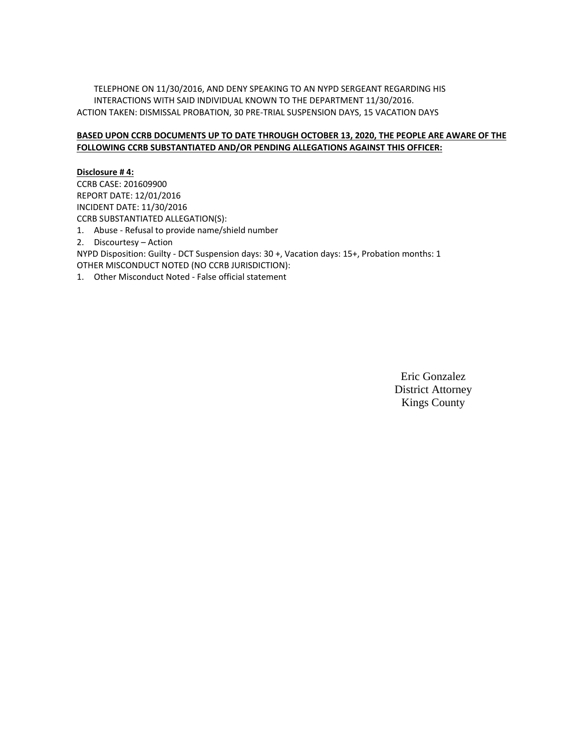TELEPHONE ON 11/30/2016, AND DENY SPEAKING TO AN NYPD SERGEANT REGARDING HIS INTERACTIONS WITH SAID INDIVIDUAL KNOWN TO THE DEPARTMENT 11/30/2016.

ACTION TAKEN: DISMISSAL PROBATION, 30 PRE-TRIAL SUSPENSION DAYS, 15 VACATION DAYS

**BASED UPON CCRB DOCUMENTS UP TO DATE THROUGH OCTOBER 13, 2020, THE PEOPLE ARE AWARE OF THE FOLLOWING CCRB SUBSTANTIATED AND/OR PENDING ALLEGATIONS AGAINST THIS OFFICER:**

**Disclosure # 4:**

CCRB CASE: 201609900
REPORT DATE: 12/01/2016
INCIDENT DATE: 11/30/2016
CCRB SUBSTANTIATED ALLEGATION(S):

1. Abuse - Refusal to provide name/shield number
2. Discourtesy – Action

NYPD Disposition: Guilty - DCT Suspension days: 30 +, Vacation days: 15+, Probation months: 1
OTHER MISCONDUCT NOTED (NO CCRB JURISDICTION):

1. Other Misconduct Noted - False official statement

Eric Gonzalez
District Attorney
Kings County